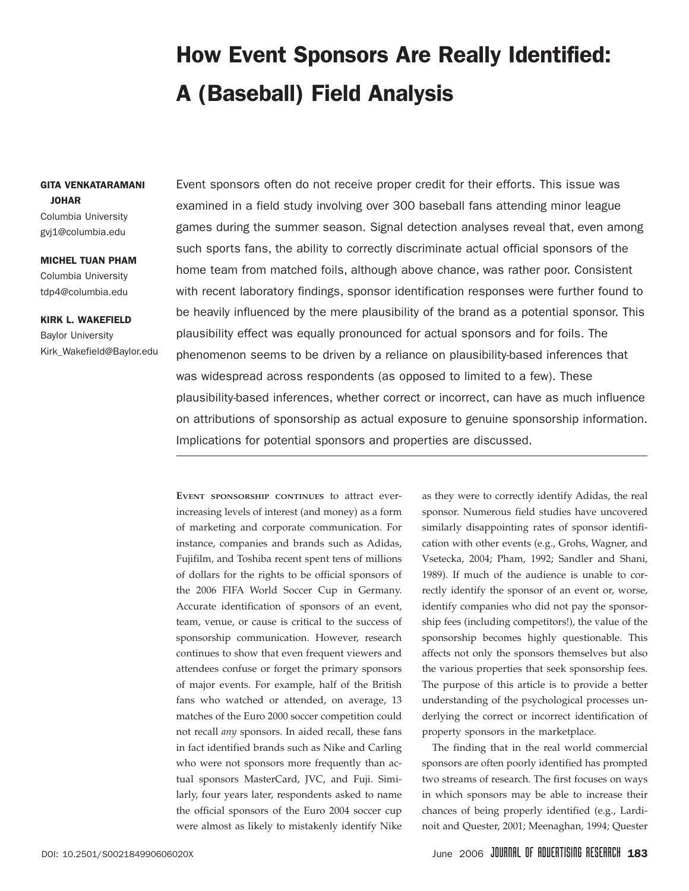# How Event Sponsors Are Really Identified: A (Baseball) Field Analysis

**GITA VENKATARAMANI JOHAR**
Columbia University
gvj1@columbia.edu

**MICHEL TUAN PHAM**
Columbia University
tdp4@columbia.edu

**KIRK L. WAKEFIELD**
Baylor University
Kirk_Wakefield@Baylor.edu

Event sponsors often do not receive proper credit for their efforts. This issue was examined in a field study involving over 300 baseball fans attending minor league games during the summer season. Signal detection analyses reveal that, even among such sports fans, the ability to correctly discriminate actual official sponsors of the home team from matched foils, although above chance, was rather poor. Consistent with recent laboratory findings, sponsor identification responses were further found to be heavily influenced by the mere plausibility of the brand as a potential sponsor. This plausibility effect was equally pronounced for actual sponsors and for foils. The phenomenon seems to be driven by a reliance on plausibility-based inferences that was widespread across respondents (as opposed to limited to a few). These plausibility-based inferences, whether correct or incorrect, can have as much influence on attributions of sponsorship as actual exposure to genuine sponsorship information. Implications for potential sponsors and properties are discussed.

---

Event sponsorship continues to attract ever-increasing levels of interest (and money) as a form of marketing and corporate communication. For instance, companies and brands such as Adidas, Fujifilm, and Toshiba recent spent tens of millions of dollars for the rights to be official sponsors of the 2006 FIFA World Soccer Cup in Germany. Accurate identification of sponsors of an event, team, venue, or cause is critical to the success of sponsorship communication. However, research continues to show that even frequent viewers and attendees confuse or forget the primary sponsors of major events. For example, half of the British fans who watched or attended, on average, 13 matches of the Euro 2000 soccer competition could not recall *any* sponsors. In aided recall, these fans in fact identified brands such as Nike and Carling who were not sponsors more frequently than actual sponsors MasterCard, JVC, and Fuji. Similarly, four years later, respondents asked to name the official sponsors of the Euro 2004 soccer cup were almost as likely to mistakenly identify Nike as they were to correctly identify Adidas, the real sponsor. Numerous field studies have uncovered similarly disappointing rates of sponsor identification with other events (e.g., Grohs, Wagner, and Vsetecka, 2004; Pham, 1992; Sandler and Shani, 1989). If much of the audience is unable to correctly identify the sponsor of an event or, worse, identify companies who did not pay the sponsorship fees (including competitors!), the value of the sponsorship becomes highly questionable. This affects not only the sponsors themselves but also the various properties that seek sponsorship fees. The purpose of this article is to provide a better understanding of the psychological processes underlying the correct or incorrect identification of property sponsors in the marketplace.

The finding that in the real world commercial sponsors are often poorly identified has prompted two streams of research. The first focuses on ways in which sponsors may be able to increase their chances of being properly identified (e.g., Lardinoit and Quester, 2001; Meenaghan, 1994; Quester

DOI: 10.2501/S002184990606020X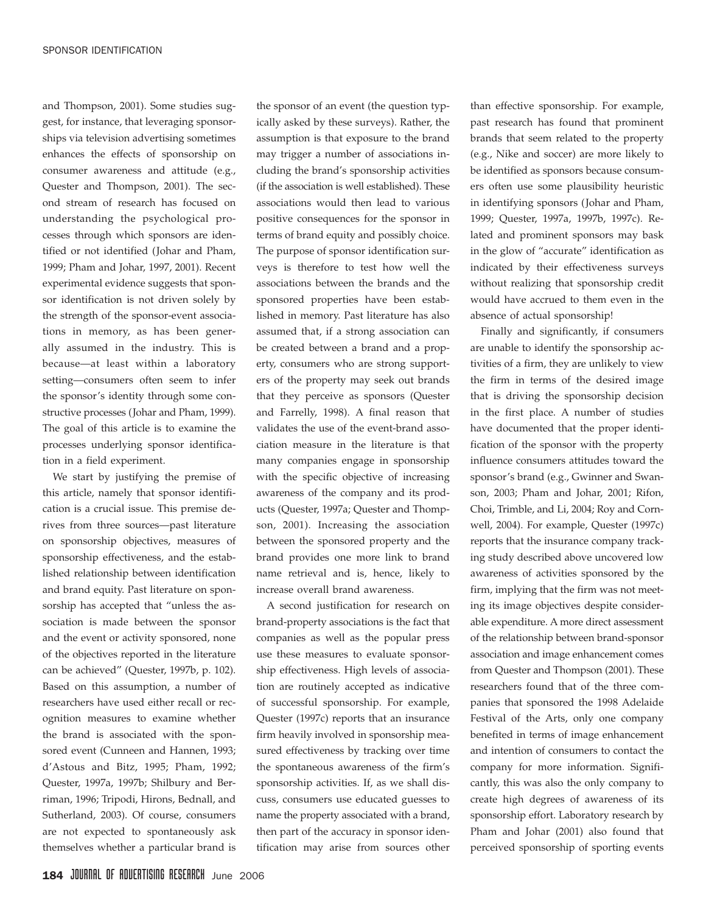and Thompson, 2001). Some studies suggest, for instance, that leveraging sponsorships via television advertising sometimes enhances the effects of sponsorship on consumer awareness and attitude (e.g., Quester and Thompson, 2001). The second stream of research has focused on understanding the psychological processes through which sponsors are identified or not identified (Johar and Pham, 1999; Pham and Johar, 1997, 2001). Recent experimental evidence suggests that sponsor identification is not driven solely by the strength of the sponsor-event associations in memory, as has been generally assumed in the industry. This is because—at least within a laboratory setting—consumers often seem to infer the sponsor's identity through some constructive processes (Johar and Pham, 1999). The goal of this article is to examine the processes underlying sponsor identification in a field experiment.

We start by justifying the premise of this article, namely that sponsor identification is a crucial issue. This premise derives from three sources—past literature on sponsorship objectives, measures of sponsorship effectiveness, and the established relationship between identification and brand equity. Past literature on sponsorship has accepted that "unless the association is made between the sponsor and the event or activity sponsored, none of the objectives reported in the literature can be achieved" (Quester, 1997b, p. 102). Based on this assumption, a number of researchers have used either recall or recognition measures to examine whether the brand is associated with the sponsored event (Cunneen and Hannen, 1993; d'Astous and Bitz, 1995; Pham, 1992; Quester, 1997a, 1997b; Shilbury and Berriman, 1996; Tripodi, Hirons, Bednall, and Sutherland, 2003). Of course, consumers are not expected to spontaneously ask themselves whether a particular brand is the sponsor of an event (the question typically asked by these surveys). Rather, the assumption is that exposure to the brand may trigger a number of associations including the brand's sponsorship activities (if the association is well established). These associations would then lead to various positive consequences for the sponsor in terms of brand equity and possibly choice. The purpose of sponsor identification surveys is therefore to test how well the associations between the brands and the sponsored properties have been established in memory. Past literature has also assumed that, if a strong association can be created between a brand and a property, consumers who are strong supporters of the property may seek out brands that they perceive as sponsors (Quester and Farrelly, 1998). A final reason that validates the use of the event-brand association measure in the literature is that many companies engage in sponsorship with the specific objective of increasing awareness of the company and its products (Quester, 1997a; Quester and Thompson, 2001). Increasing the association between the sponsored property and the brand provides one more link to brand name retrieval and is, hence, likely to increase overall brand awareness.

A second justification for research on brand-property associations is the fact that companies as well as the popular press use these measures to evaluate sponsorship effectiveness. High levels of association are routinely accepted as indicative of successful sponsorship. For example, Quester (1997c) reports that an insurance firm heavily involved in sponsorship measured effectiveness by tracking over time the spontaneous awareness of the firm's sponsorship activities. If, as we shall discuss, consumers use educated guesses to name the property associated with a brand, then part of the accuracy in sponsor identification may arise from sources other than effective sponsorship. For example, past research has found that prominent brands that seem related to the property (e.g., Nike and soccer) are more likely to be identified as sponsors because consumers often use some plausibility heuristic in identifying sponsors (Johar and Pham, 1999; Quester, 1997a, 1997b, 1997c). Related and prominent sponsors may bask in the glow of "accurate" identification as indicated by their effectiveness surveys without realizing that sponsorship credit would have accrued to them even in the absence of actual sponsorship!

Finally and significantly, if consumers are unable to identify the sponsorship activities of a firm, they are unlikely to view the firm in terms of the desired image that is driving the sponsorship decision in the first place. A number of studies have documented that the proper identification of the sponsor with the property influence consumers attitudes toward the sponsor's brand (e.g., Gwinner and Swanson, 2003; Pham and Johar, 2001; Rifon, Choi, Trimble, and Li, 2004; Roy and Cornwell, 2004). For example, Quester (1997c) reports that the insurance company tracking study described above uncovered low awareness of activities sponsored by the firm, implying that the firm was not meeting its image objectives despite considerable expenditure. A more direct assessment of the relationship between brand-sponsor association and image enhancement comes from Quester and Thompson (2001). These researchers found that of the three companies that sponsored the 1998 Adelaide Festival of the Arts, only one company benefited in terms of image enhancement and intention of consumers to contact the company for more information. Significantly, this was also the only company to create high degrees of awareness of its sponsorship effort. Laboratory research by Pham and Johar (2001) also found that perceived sponsorship of sporting events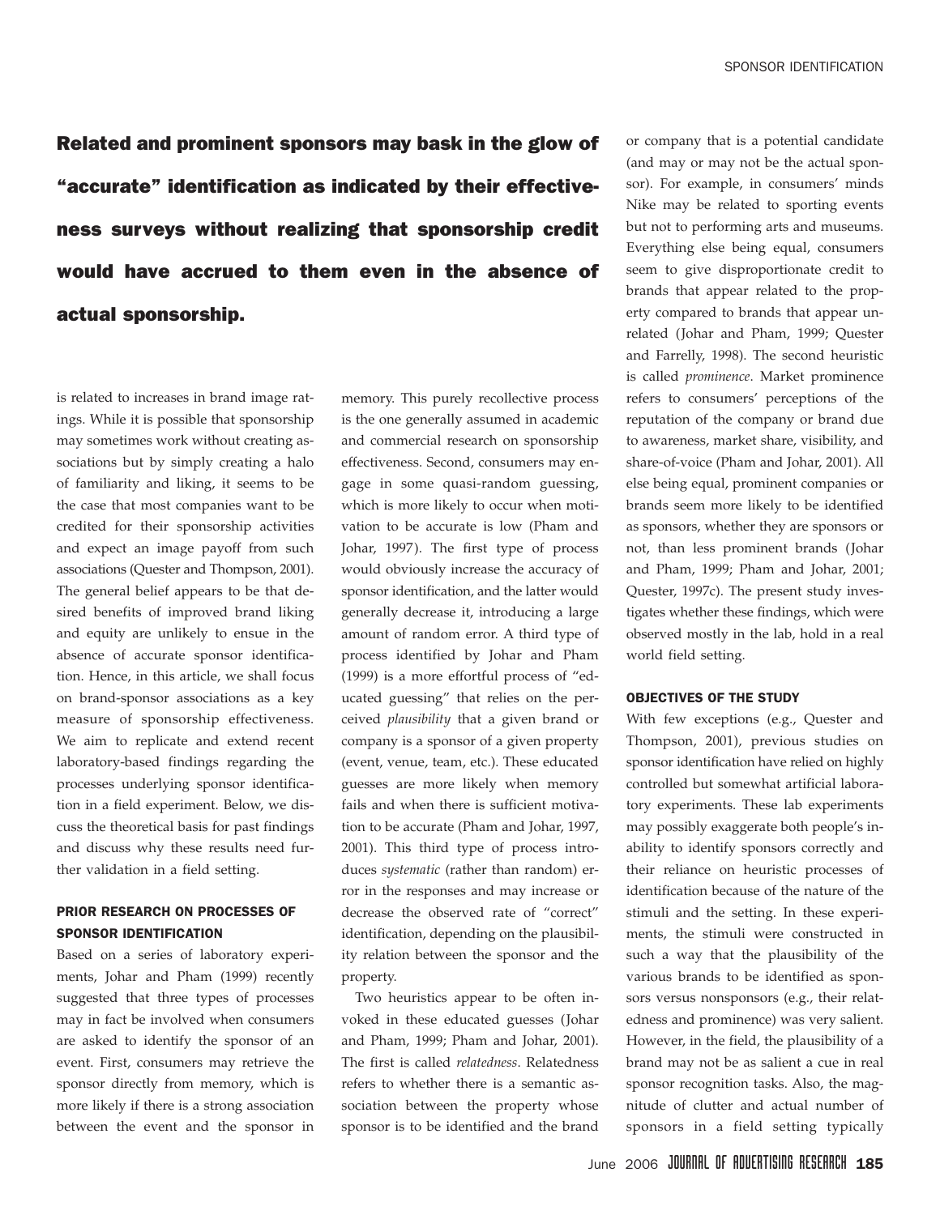**Related and prominent sponsors may bask in the glow of "accurate" identification as indicated by their effectiveness surveys without realizing that sponsorship credit would have accrued to them even in the absence of actual sponsorship.**

is related to increases in brand image ratings. While it is possible that sponsorship may sometimes work without creating associations but by simply creating a halo of familiarity and liking, it seems to be the case that most companies want to be credited for their sponsorship activities and expect an image payoff from such associations (Quester and Thompson, 2001). The general belief appears to be that desired benefits of improved brand liking and equity are unlikely to ensue in the absence of accurate sponsor identification. Hence, in this article, we shall focus on brand-sponsor associations as a key measure of sponsorship effectiveness. We aim to replicate and extend recent laboratory-based findings regarding the processes underlying sponsor identification in a field experiment. Below, we discuss the theoretical basis for past findings and discuss why these results need further validation in a field setting.

### PRIOR RESEARCH ON PROCESSES OF SPONSOR IDENTIFICATION

Based on a series of laboratory experiments, Johar and Pham (1999) recently suggested that three types of processes may in fact be involved when consumers are asked to identify the sponsor of an event. First, consumers may retrieve the sponsor directly from memory, which is more likely if there is a strong association between the event and the sponsor in memory. This purely recollective process is the one generally assumed in academic and commercial research on sponsorship effectiveness. Second, consumers may engage in some quasi-random guessing, which is more likely to occur when motivation to be accurate is low (Pham and Johar, 1997). The first type of process would obviously increase the accuracy of sponsor identification, and the latter would generally decrease it, introducing a large amount of random error. A third type of process identified by Johar and Pham (1999) is a more effortful process of "educated guessing" that relies on the perceived *plausibility* that a given brand or company is a sponsor of a given property (event, venue, team, etc.). These educated guesses are more likely when memory fails and when there is sufficient motivation to be accurate (Pham and Johar, 1997, 2001). This third type of process introduces *systematic* (rather than random) error in the responses and may increase or decrease the observed rate of "correct" identification, depending on the plausibility relation between the sponsor and the property.

Two heuristics appear to be often invoked in these educated guesses (Johar and Pham, 1999; Pham and Johar, 2001). The first is called *relatedness*. Relatedness refers to whether there is a semantic association between the property whose sponsor is to be identified and the brand or company that is a potential candidate (and may or may not be the actual sponsor). For example, in consumers' minds Nike may be related to sporting events but not to performing arts and museums. Everything else being equal, consumers seem to give disproportionate credit to brands that appear related to the property compared to brands that appear unrelated (Johar and Pham, 1999; Quester and Farrelly, 1998). The second heuristic is called *prominence*. Market prominence refers to consumers' perceptions of the reputation of the company or brand due to awareness, market share, visibility, and share-of-voice (Pham and Johar, 2001). All else being equal, prominent companies or brands seem more likely to be identified as sponsors, whether they are sponsors or not, than less prominent brands (Johar and Pham, 1999; Pham and Johar, 2001; Quester, 1997c). The present study investigates whether these findings, which were observed mostly in the lab, hold in a real world field setting.

### OBJECTIVES OF THE STUDY

With few exceptions (e.g., Quester and Thompson, 2001), previous studies on sponsor identification have relied on highly controlled but somewhat artificial laboratory experiments. These lab experiments may possibly exaggerate both people's inability to identify sponsors correctly and their reliance on heuristic processes of identification because of the nature of the stimuli and the setting. In these experiments, the stimuli were constructed in such a way that the plausibility of the various brands to be identified as sponsors versus nonsponsors (e.g., their relatedness and prominence) was very salient. However, in the field, the plausibility of a brand may not be as salient a cue in real sponsor recognition tasks. Also, the magnitude of clutter and actual number of sponsors in a field setting typically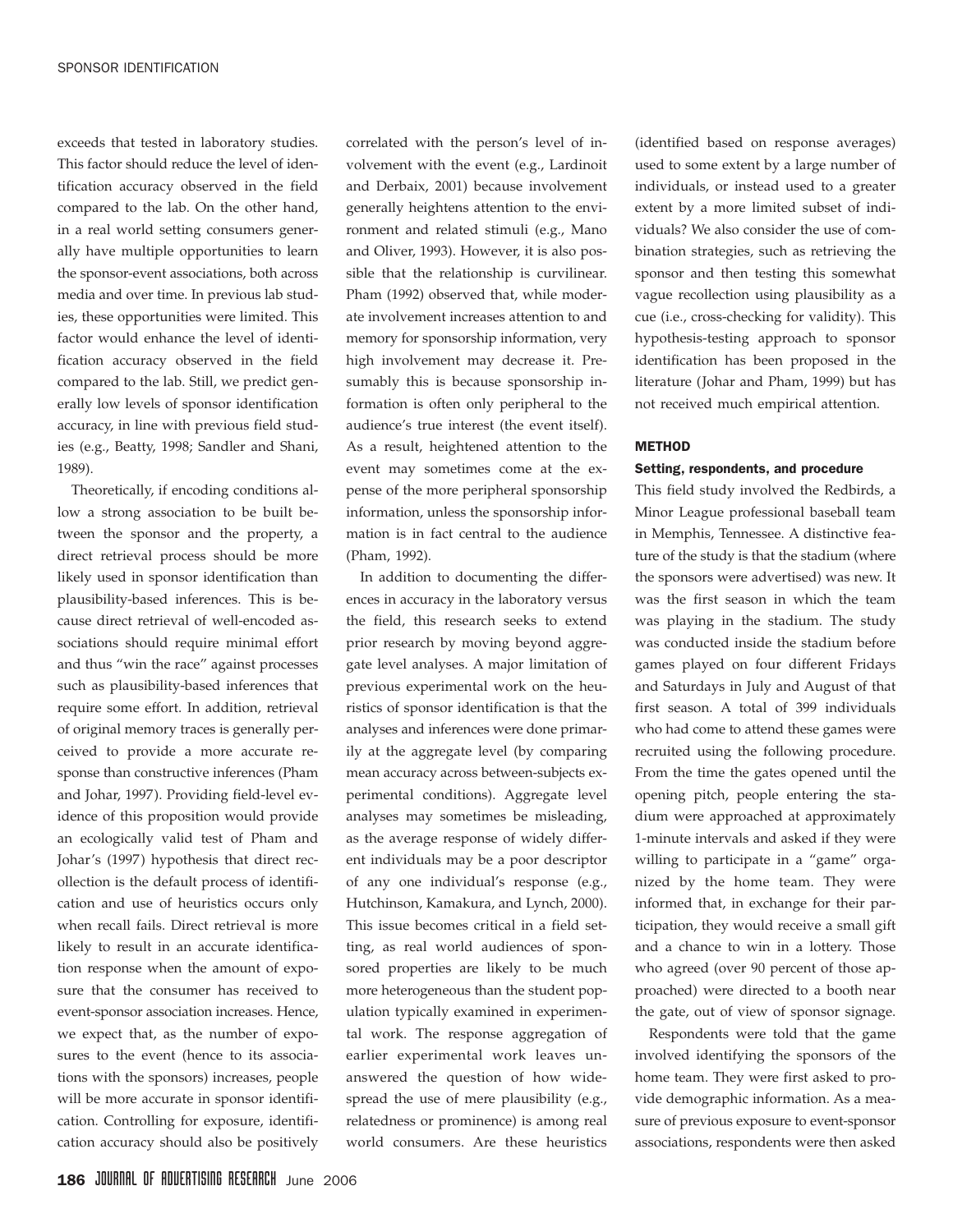exceeds that tested in laboratory studies. This factor should reduce the level of identification accuracy observed in the field compared to the lab. On the other hand, in a real world setting consumers generally have multiple opportunities to learn the sponsor-event associations, both across media and over time. In previous lab studies, these opportunities were limited. This factor would enhance the level of identification accuracy observed in the field compared to the lab. Still, we predict generally low levels of sponsor identification accuracy, in line with previous field studies (e.g., Beatty, 1998; Sandler and Shani, 1989).

Theoretically, if encoding conditions allow a strong association to be built between the sponsor and the property, a direct retrieval process should be more likely used in sponsor identification than plausibility-based inferences. This is because direct retrieval of well-encoded associations should require minimal effort and thus "win the race" against processes such as plausibility-based inferences that require some effort. In addition, retrieval of original memory traces is generally perceived to provide a more accurate response than constructive inferences (Pham and Johar, 1997). Providing field-level evidence of this proposition would provide an ecologically valid test of Pham and Johar's (1997) hypothesis that direct recollection is the default process of identification and use of heuristics occurs only when recall fails. Direct retrieval is more likely to result in an accurate identification response when the amount of exposure that the consumer has received to event-sponsor association increases. Hence, we expect that, as the number of exposures to the event (hence to its associations with the sponsors) increases, people will be more accurate in sponsor identification. Controlling for exposure, identification accuracy should also be positively correlated with the person's level of involvement with the event (e.g., Lardinoit and Derbaix, 2001) because involvement generally heightens attention to the environment and related stimuli (e.g., Mano and Oliver, 1993). However, it is also possible that the relationship is curvilinear. Pham (1992) observed that, while moderate involvement increases attention to and memory for sponsorship information, very high involvement may decrease it. Presumably this is because sponsorship information is often only peripheral to the audience's true interest (the event itself). As a result, heightened attention to the event may sometimes come at the expense of the more peripheral sponsorship information, unless the sponsorship information is in fact central to the audience (Pham, 1992).

In addition to documenting the differences in accuracy in the laboratory versus the field, this research seeks to extend prior research by moving beyond aggregate level analyses. A major limitation of previous experimental work on the heuristics of sponsor identification is that the analyses and inferences were done primarily at the aggregate level (by comparing mean accuracy across between-subjects experimental conditions). Aggregate level analyses may sometimes be misleading, as the average response of widely different individuals may be a poor descriptor of any one individual's response (e.g., Hutchinson, Kamakura, and Lynch, 2000). This issue becomes critical in a field setting, as real world audiences of sponsored properties are likely to be much more heterogeneous than the student population typically examined in experimental work. The response aggregation of earlier experimental work leaves unanswered the question of how widespread the use of mere plausibility (e.g., relatedness or prominence) is among real world consumers. Are these heuristics (identified based on response averages) used to some extent by a large number of individuals, or instead used to a greater extent by a more limited subset of individuals? We also consider the use of combination strategies, such as retrieving the sponsor and then testing this somewhat vague recollection using plausibility as a cue (i.e., cross-checking for validity). This hypothesis-testing approach to sponsor identification has been proposed in the literature (Johar and Pham, 1999) but has not received much empirical attention.

## METHOD

### Setting, respondents, and procedure

This field study involved the Redbirds, a Minor League professional baseball team in Memphis, Tennessee. A distinctive feature of the study is that the stadium (where the sponsors were advertised) was new. It was the first season in which the team was playing in the stadium. The study was conducted inside the stadium before games played on four different Fridays and Saturdays in July and August of that first season. A total of 399 individuals who had come to attend these games were recruited using the following procedure. From the time the gates opened until the opening pitch, people entering the stadium were approached at approximately 1-minute intervals and asked if they were willing to participate in a "game" organized by the home team. They were informed that, in exchange for their participation, they would receive a small gift and a chance to win in a lottery. Those who agreed (over 90 percent of those approached) were directed to a booth near the gate, out of view of sponsor signage.

Respondents were told that the game involved identifying the sponsors of the home team. They were first asked to provide demographic information. As a measure of previous exposure to event-sponsor associations, respondents were then asked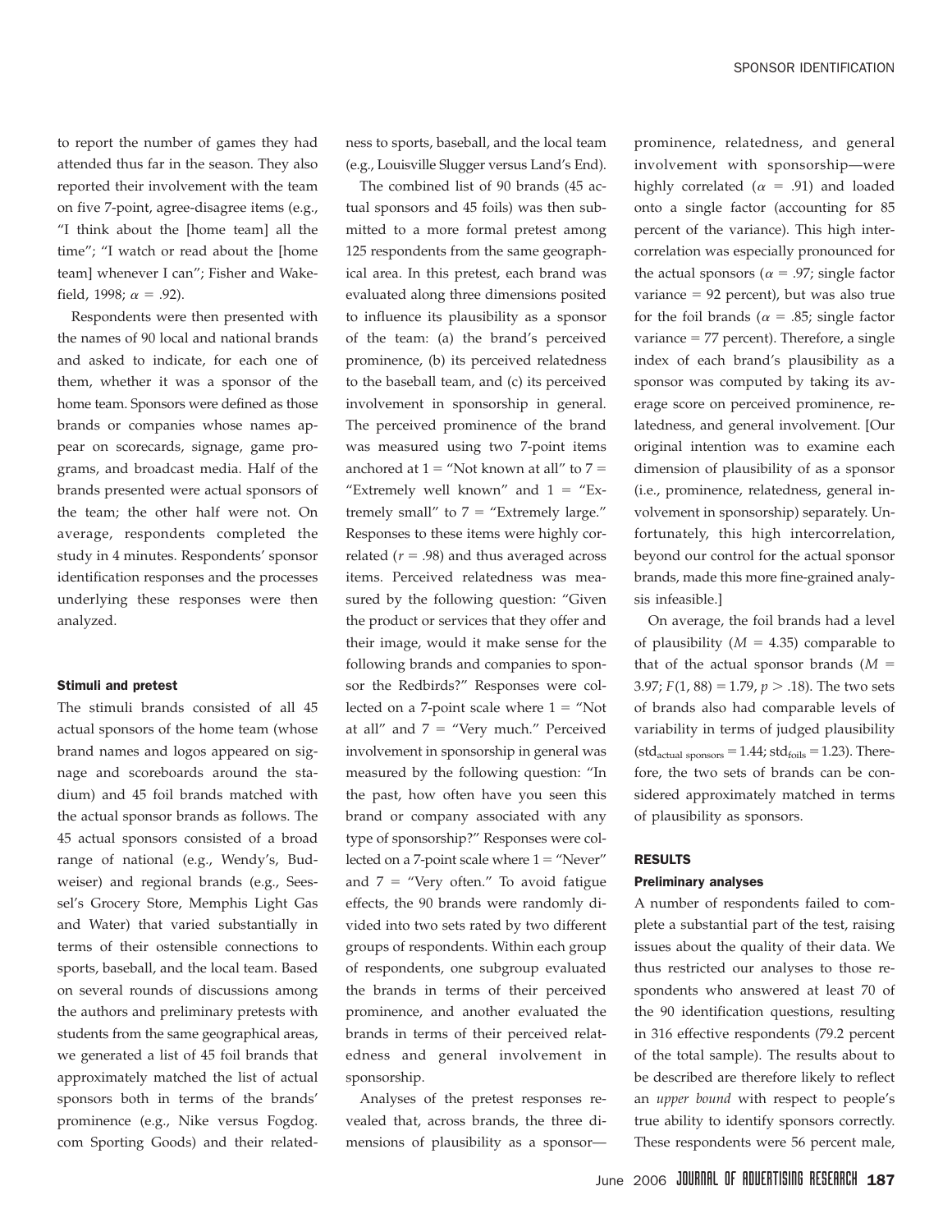to report the number of games they had attended thus far in the season. They also reported their involvement with the team on five 7-point, agree-disagree items (e.g., "I think about the [home team] all the time"; "I watch or read about the [home team] whenever I can"; Fisher and Wakefield, 1998; $\alpha$ = .92).

Respondents were then presented with the names of 90 local and national brands and asked to indicate, for each one of them, whether it was a sponsor of the home team. Sponsors were defined as those brands or companies whose names appear on scorecards, signage, game programs, and broadcast media. Half of the brands presented were actual sponsors of the team; the other half were not. On average, respondents completed the study in 4 minutes. Respondents' sponsor identification responses and the processes underlying these responses were then analyzed.

#### Stimuli and pretest

The stimuli brands consisted of all 45 actual sponsors of the home team (whose brand names and logos appeared on signage and scoreboards around the stadium) and 45 foil brands matched with the actual sponsor brands as follows. The 45 actual sponsors consisted of a broad range of national (e.g., Wendy's, Budweiser) and regional brands (e.g., Seessel's Grocery Store, Memphis Light Gas and Water) that varied substantially in terms of their ostensible connections to sports, baseball, and the local team. Based on several rounds of discussions among the authors and preliminary pretests with students from the same geographical areas, we generated a list of 45 foil brands that approximately matched the list of actual sponsors both in terms of the brands' prominence (e.g., Nike versus Fogdog.com Sporting Goods) and their relatedness to sports, baseball, and the local team (e.g., Louisville Slugger versus Land's End).

The combined list of 90 brands (45 actual sponsors and 45 foils) was then submitted to a more formal pretest among 125 respondents from the same geographical area. In this pretest, each brand was evaluated along three dimensions posited to influence its plausibility as a sponsor of the team: (a) the brand's perceived prominence, (b) its perceived relatedness to the baseball team, and (c) its perceived involvement in sponsorship in general. The perceived prominence of the brand was measured using two 7-point items anchored at 1 = "Not known at all" to 7 = "Extremely well known" and 1 = "Extremely small" to 7 = "Extremely large." Responses to these items were highly correlated ($r$ = .98) and thus averaged across items. Perceived relatedness was measured by the following question: "Given the product or services that they offer and their image, would it make sense for the following brands and companies to sponsor the Redbirds?" Responses were collected on a 7-point scale where 1 = "Not at all" and 7 = "Very much." Perceived involvement in sponsorship in general was measured by the following question: "In the past, how often have you seen this brand or company associated with any type of sponsorship?" Responses were collected on a 7-point scale where 1 = "Never" and 7 = "Very often." To avoid fatigue effects, the 90 brands were randomly divided into two sets rated by two different groups of respondents. Within each group of respondents, one subgroup evaluated the brands in terms of their perceived prominence, and another evaluated the brands in terms of their perceived relatedness and general involvement in sponsorship.

Analyses of the pretest responses revealed that, across brands, the three dimensions of plausibility as a sponsor—prominence, relatedness, and general involvement with sponsorship—were highly correlated ($\alpha$ = .91) and loaded onto a single factor (accounting for 85 percent of the variance). This high intercorrelation was especially pronounced for the actual sponsors ($\alpha$ = .97; single factor variance = 92 percent), but was also true for the foil brands ($\alpha$ = .85; single factor variance = 77 percent). Therefore, a single index of each brand's plausibility as a sponsor was computed by taking its average score on perceived prominence, relatedness, and general involvement. [Our original intention was to examine each dimension of plausibility of as a sponsor (i.e., prominence, relatedness, general involvement in sponsorship) separately. Unfortunately, this high intercorrelation, beyond our control for the actual sponsor brands, made this more fine-grained analysis infeasible.]

On average, the foil brands had a level of plausibility ($M$ = 4.35) comparable to that of the actual sponsor brands ($M$ = 3.97; $F(1, 88) = 1.79$, $p > .18$). The two sets of brands also had comparable levels of variability in terms of judged plausibility ($std_{actual\ sponsors} = 1.44$; $std_{foils} = 1.23$). Therefore, the two sets of brands can be considered approximately matched in terms of plausibility as sponsors.

## RESULTS

#### Preliminary analyses

A number of respondents failed to complete a substantial part of the test, raising issues about the quality of their data. We thus restricted our analyses to those respondents who answered at least 70 of the 90 identification questions, resulting in 316 effective respondents (79.2 percent of the total sample). The results about to be described are therefore likely to reflect an *upper bound* with respect to people's true ability to identify sponsors correctly. These respondents were 56 percent male,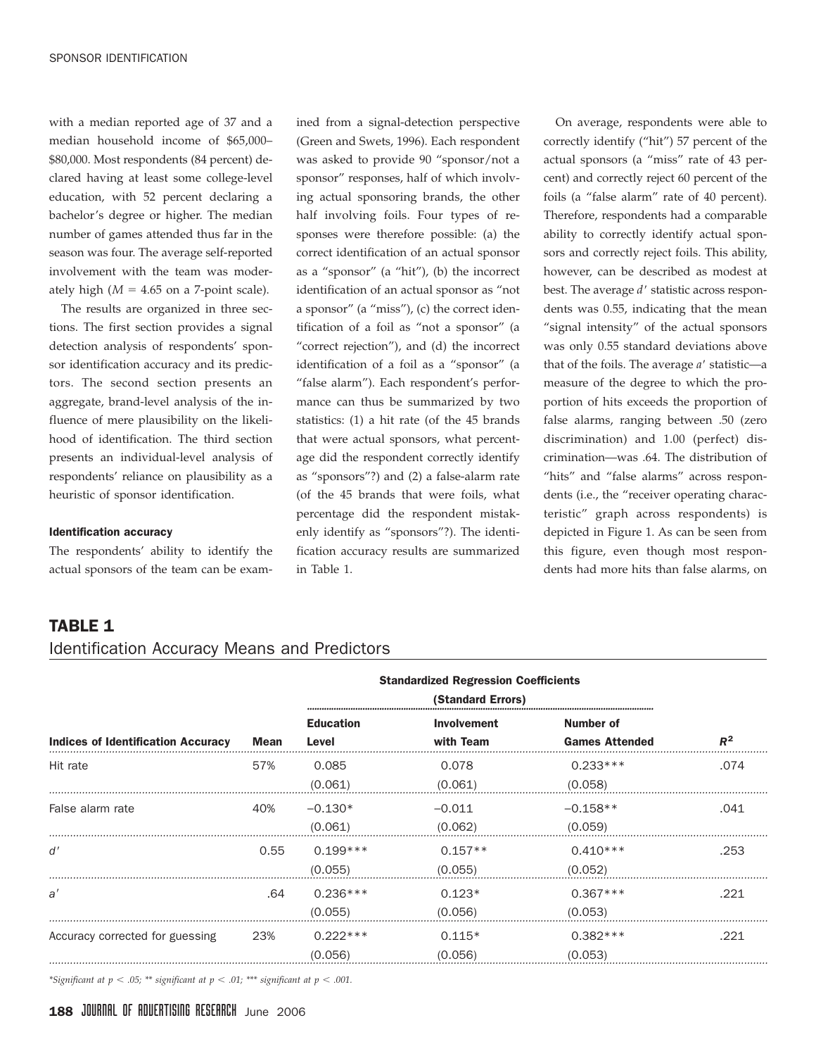with a median reported age of 37 and a median household income of $65,000–$80,000. Most respondents (84 percent) declared having at least some college-level education, with 52 percent declaring a bachelor's degree or higher. The median number of games attended thus far in the season was four. The average self-reported involvement with the team was moderately high ($M = 4.65$ on a 7-point scale).

The results are organized in three sections. The first section provides a signal detection analysis of respondents' sponsor identification accuracy and its predictors. The second section presents an aggregate, brand-level analysis of the influence of mere plausibility on the likelihood of identification. The third section presents an individual-level analysis of respondents' reliance on plausibility as a heuristic of sponsor identification.

#### Identification accuracy

The respondents' ability to identify the actual sponsors of the team can be examined from a signal-detection perspective (Green and Swets, 1996). Each respondent was asked to provide 90 "sponsor/not a sponsor" responses, half of which involving actual sponsoring brands, the other half involving foils. Four types of responses were therefore possible: (a) the correct identification of an actual sponsor as a "sponsor" (a "hit"), (b) the incorrect identification of an actual sponsor as "not a sponsor" (a "miss"), (c) the correct identification of a foil as "not a sponsor" (a "correct rejection"), and (d) the incorrect identification of a foil as a "sponsor" (a "false alarm"). Each respondent's performance can thus be summarized by two statistics: (1) a hit rate (of the 45 brands that were actual sponsors, what percentage did the respondent correctly identify as "sponsors"?) and (2) a false-alarm rate (of the 45 brands that were foils, what percentage did the respondent mistakenly identify as "sponsors"?). The identification accuracy results are summarized in Table 1.

On average, respondents were able to correctly identify ("hit") 57 percent of the actual sponsors (a "miss" rate of 43 percent) and correctly reject 60 percent of the foils (a "false alarm" rate of 40 percent). Therefore, respondents had a comparable ability to correctly identify actual sponsors and correctly reject foils. This ability, however, can be described as modest at best. The average $d'$ statistic across respondents was 0.55, indicating that the mean "signal intensity" of the actual sponsors was only 0.55 standard deviations above that of the foils. The average $a'$ statistic—a measure of the degree to which the proportion of hits exceeds the proportion of false alarms, ranging between .50 (zero discrimination) and 1.00 (perfect) discrimination—was .64. The distribution of "hits" and "false alarms" across respondents (i.e., the "receiver operating characteristic" graph across respondents) is depicted in Figure 1. As can be seen from this figure, even though most respondents had more hits than false alarms, on

## TABLE 1
### Identification Accuracy Means and Predictors

| | | Standardized Regression Coefficients (Standard Errors) | | | |
|---|---|---|---|---|---|
| **Indices of Identification Accuracy** | **Mean** | **Education Level** | **Involvement with Team** | **Number of Games Attended** | $R^2$ |
| Hit rate | 57% | 0.085 (0.061) | 0.078 (0.061) | 0.233*** (0.058) | .074 |
| False alarm rate | 40% | −0.130* (0.061) | −0.011 (0.062) | −0.158** (0.059) | .041 |
| $d'$ | 0.55 | 0.199*** (0.055) | 0.157** (0.055) | 0.410*** (0.052) | .253 |
| $a'$ | .64 | 0.236*** (0.055) | 0.123* (0.056) | 0.367*** (0.053) | .221 |
| Accuracy corrected for guessing | 23% | 0.222*** (0.056) | 0.115* (0.056) | 0.382*** (0.053) | .221 |

*Significant at $p < .05$; ** significant at $p < .01$; *** significant at $p < .001$.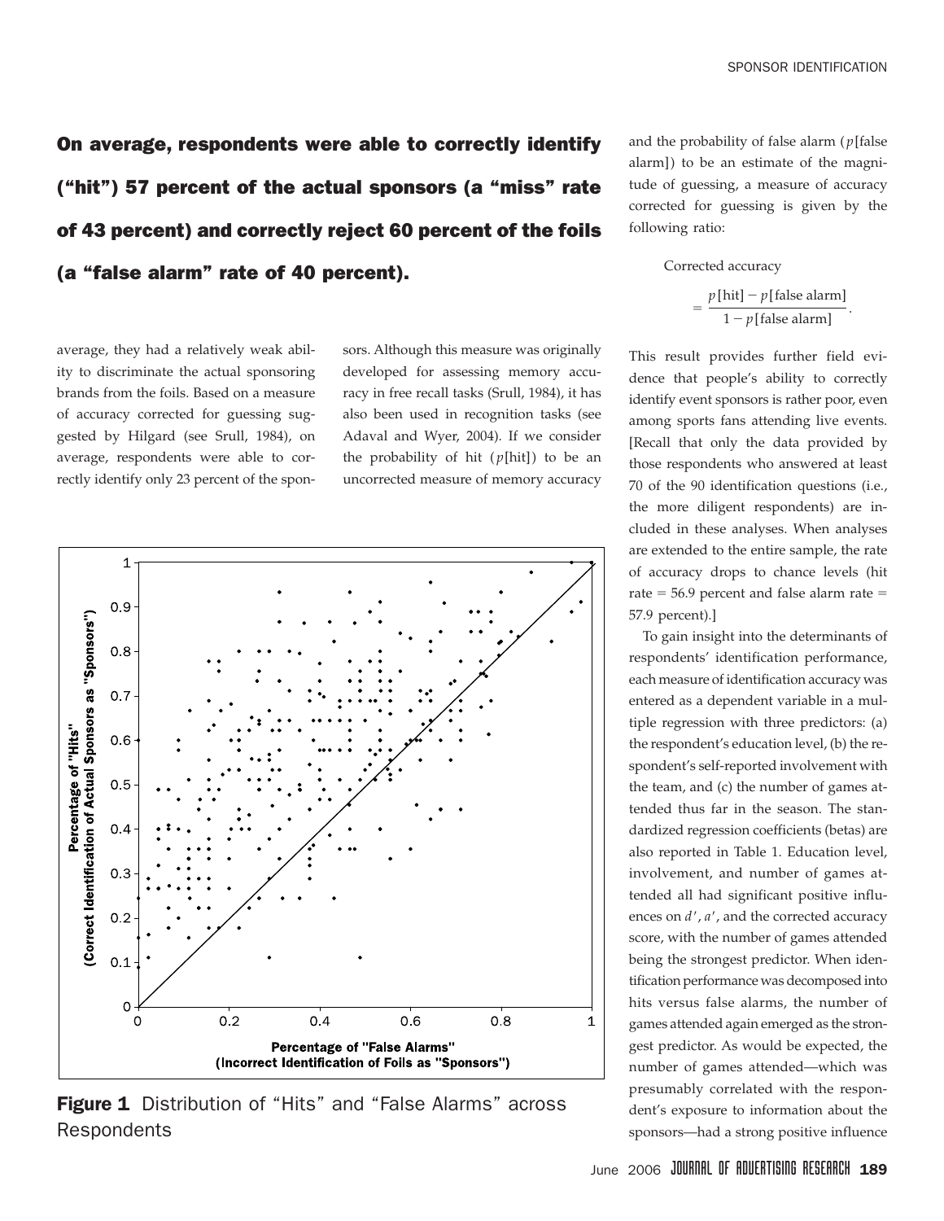**On average, respondents were able to correctly identify ("hit") 57 percent of the actual sponsors (a "miss" rate of 43 percent) and correctly reject 60 percent of the foils (a "false alarm" rate of 40 percent).**

average, they had a relatively weak ability to discriminate the actual sponsoring brands from the foils. Based on a measure of accuracy corrected for guessing suggested by Hilgard (see Srull, 1984), on average, respondents were able to correctly identify only 23 percent of the sponsors. Although this measure was originally developed for assessing memory accuracy in free recall tasks (Srull, 1984), it has also been used in recognition tasks (see Adaval and Wyer, 2004). If we consider the probability of hit ($p$[hit]) to be an uncorrected measure of memory accuracy and the probability of false alarm ($p$[false alarm]) to be an estimate of the magnitude of guessing, a measure of accuracy corrected for guessing is given by the following ratio:

$$\text{Corrected accuracy} = \frac{p[\text{hit}] - p[\text{false alarm}]}{1 - p[\text{false alarm}]}.$$

This result provides further field evidence that people's ability to correctly identify event sponsors is rather poor, even among sports fans attending live events. [Recall that only the data provided by those respondents who answered at least 70 of the 90 identification questions (i.e., the more diligent respondents) are included in these analyses. When analyses are extended to the entire sample, the rate of accuracy drops to chance levels (hit rate = 56.9 percent and false alarm rate = 57.9 percent).]

To gain insight into the determinants of respondents' identification performance, each measure of identification accuracy was entered as a dependent variable in a multiple regression with three predictors: (a) the respondent's education level, (b) the respondent's self-reported involvement with the team, and (c) the number of games attended thus far in the season. The standardized regression coefficients (betas) are also reported in Table 1. Education level, involvement, and number of games attended all had significant positive influences on $d'$, $a'$, and the corrected accuracy score, with the number of games attended being the strongest predictor. When identification performance was decomposed into hits versus false alarms, the number of games attended again emerged as the strongest predictor. As would be expected, the number of games attended—which was presumably correlated with the respondent's exposure to information about the sponsors—had a strong positive influence

**Figure 1** Distribution of "Hits" and "False Alarms" across Respondents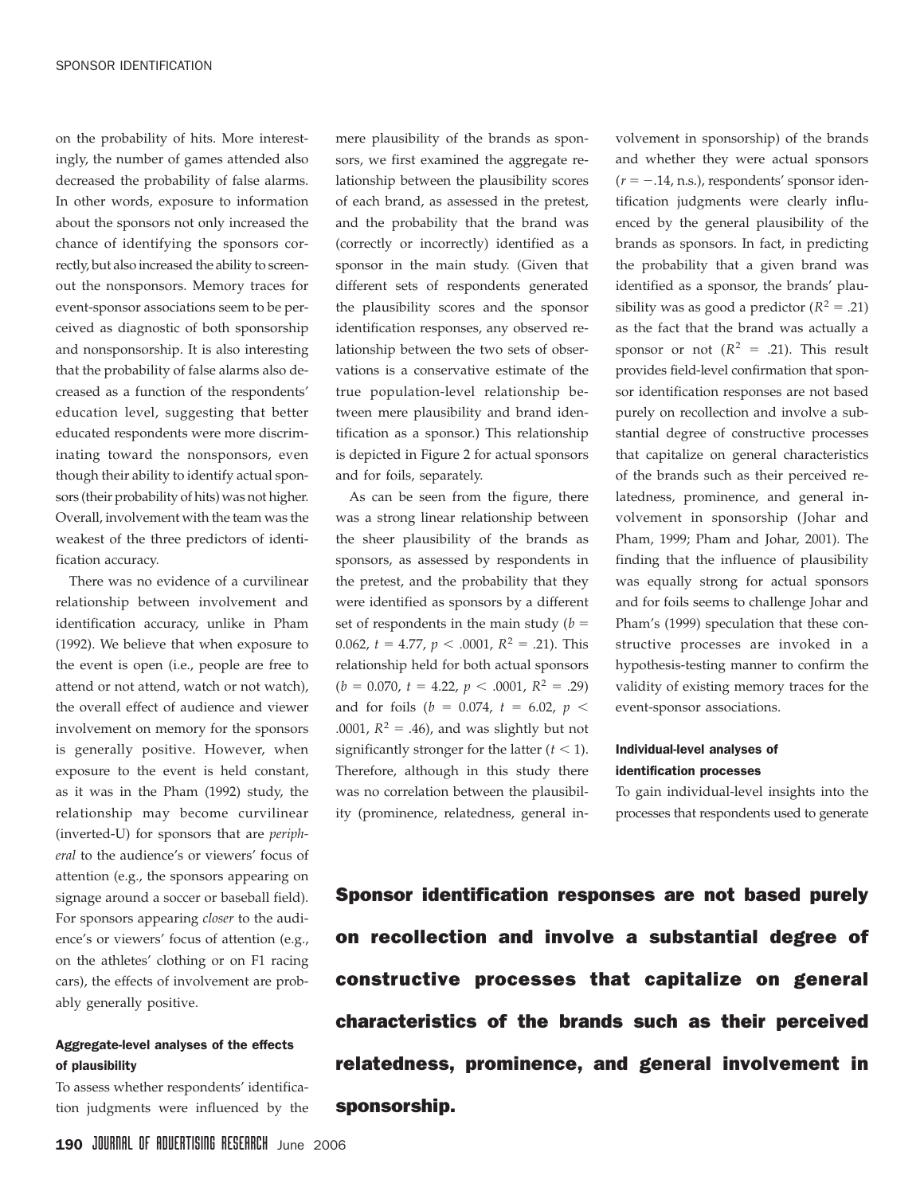on the probability of hits. More interestingly, the number of games attended also decreased the probability of false alarms. In other words, exposure to information about the sponsors not only increased the chance of identifying the sponsors correctly, but also increased the ability to screen-out the nonsponsors. Memory traces for event-sponsor associations seem to be perceived as diagnostic of both sponsorship and nonsponsorship. It is also interesting that the probability of false alarms also decreased as a function of the respondents' education level, suggesting that better educated respondents were more discriminating toward the nonsponsors, even though their ability to identify actual sponsors (their probability of hits) was not higher. Overall, involvement with the team was the weakest of the three predictors of identification accuracy.

There was no evidence of a curvilinear relationship between involvement and identification accuracy, unlike in Pham (1992). We believe that when exposure to the event is open (i.e., people are free to attend or not attend, watch or not watch), the overall effect of audience and viewer involvement on memory for the sponsors is generally positive. However, when exposure to the event is held constant, as it was in the Pham (1992) study, the relationship may become curvilinear (inverted-U) for sponsors that are *peripheral* to the audience's or viewers' focus of attention (e.g., the sponsors appearing on signage around a soccer or baseball field). For sponsors appearing *closer* to the audience's or viewers' focus of attention (e.g., on the athletes' clothing or on F1 racing cars), the effects of involvement are probably generally positive.

### Aggregate-level analyses of the effects of plausibility

To assess whether respondents' identification judgments were influenced by the mere plausibility of the brands as sponsors, we first examined the aggregate relationship between the plausibility scores of each brand, as assessed in the pretest, and the probability that the brand was (correctly or incorrectly) identified as a sponsor in the main study. (Given that different sets of respondents generated the plausibility scores and the sponsor identification responses, any observed relationship between the two sets of observations is a conservative estimate of the true population-level relationship between mere plausibility and brand identification as a sponsor.) This relationship is depicted in Figure 2 for actual sponsors and for foils, separately.

As can be seen from the figure, there was a strong linear relationship between the sheer plausibility of the brands as sponsors, as assessed by respondents in the pretest, and the probability that they were identified as sponsors by a different set of respondents in the main study ($b = 0.062$, $t = 4.77$, $p < .0001$, $R^2 = .21$). This relationship held for both actual sponsors ($b = 0.070$, $t = 4.22$, $p < .0001$, $R^2 = .29$) and for foils ($b = 0.074$, $t = 6.02$, $p < .0001$, $R^2 = .46$), and was slightly but not significantly stronger for the latter ($t < 1$). Therefore, although in this study there was no correlation between the plausibility (prominence, relatedness, general involvement in sponsorship) of the brands and whether they were actual sponsors ($r = -.14$, n.s.), respondents' sponsor identification judgments were clearly influenced by the general plausibility of the brands as sponsors. In fact, in predicting the probability that a given brand was identified as a sponsor, the brands' plausibility was as good a predictor ($R^2 = .21$) as the fact that the brand was actually a sponsor or not ($R^2 = .21$). This result provides field-level confirmation that sponsor identification responses are not based purely on recollection and involve a substantial degree of constructive processes that capitalize on general characteristics of the brands such as their perceived relatedness, prominence, and general involvement in sponsorship (Johar and Pham, 1999; Pham and Johar, 2001). The finding that the influence of plausibility was equally strong for actual sponsors and for foils seems to challenge Johar and Pham's (1999) speculation that these constructive processes are invoked in a hypothesis-testing manner to confirm the validity of existing memory traces for the event-sponsor associations.

### Individual-level analyses of identification processes

To gain individual-level insights into the processes that respondents used to generate

**Sponsor identification responses are not based purely on recollection and involve a substantial degree of constructive processes that capitalize on general characteristics of the brands such as their perceived relatedness, prominence, and general involvement in sponsorship.**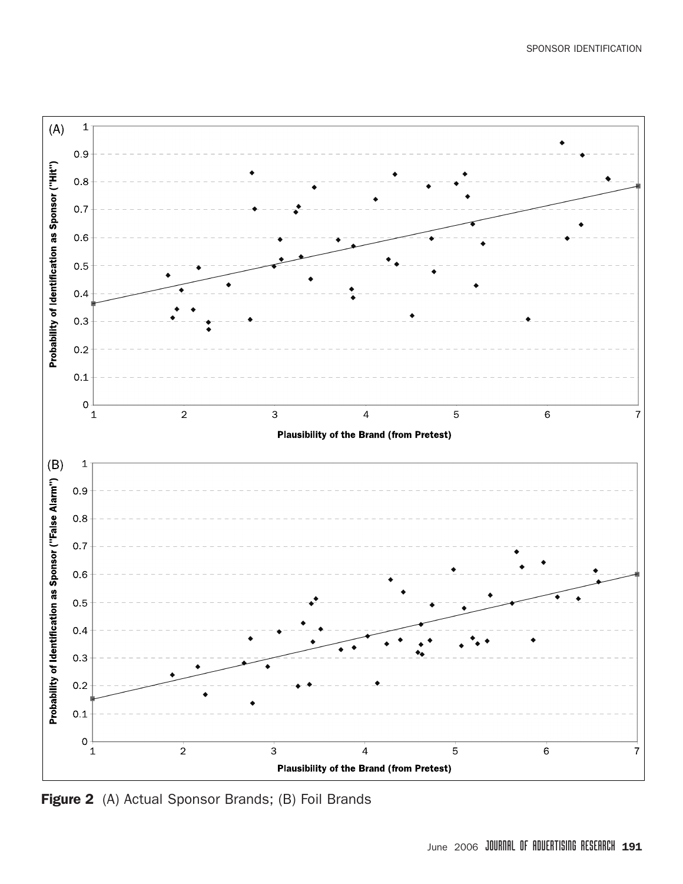Figure 2 (A) Actual Sponsor Brands; (B) Foil Brands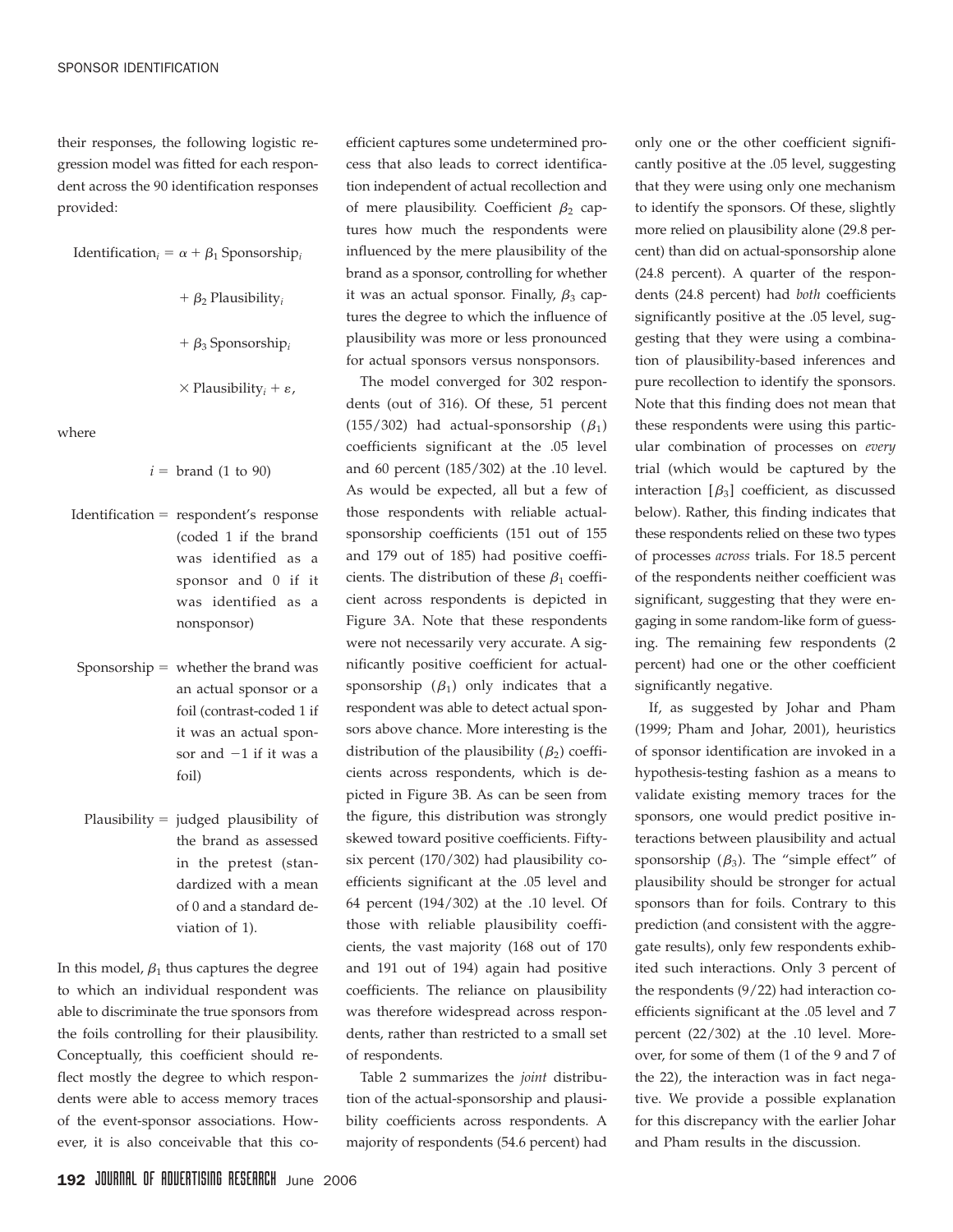their responses, the following logistic regression model was fitted for each respondent across the 90 identification responses provided:

$$\text{Identification}_i = \alpha + \beta_1 \text{Sponsorship}_i + \beta_2 \text{Plausibility}_i + \beta_3 \text{Sponsorship}_i \times \text{Plausibility}_i + \varepsilon,$$

where

$i$ = brand (1 to 90)

Identification = respondent's response (coded 1 if the brand was identified as a sponsor and 0 if it was identified as a nonsponsor)

Sponsorship = whether the brand was an actual sponsor or a foil (contrast-coded 1 if it was an actual sponsor and −1 if it was a foil)

Plausibility = judged plausibility of the brand as assessed in the pretest (standardized with a mean of 0 and a standard deviation of 1).

In this model, $\beta_1$ thus captures the degree to which an individual respondent was able to discriminate the true sponsors from the foils controlling for their plausibility. Conceptually, this coefficient should reflect mostly the degree to which respondents were able to access memory traces of the event-sponsor associations. However, it is also conceivable that this coefficient captures some undetermined process that also leads to correct identification independent of actual recollection and of mere plausibility. Coefficient $\beta_2$ captures how much the respondents were influenced by the mere plausibility of the brand as a sponsor, controlling for whether it was an actual sponsor. Finally, $\beta_3$ captures the degree to which the influence of plausibility was more or less pronounced for actual sponsors versus nonsponsors.

The model converged for 302 respondents (out of 316). Of these, 51 percent (155/302) had actual-sponsorship ($\beta_1$) coefficients significant at the .05 level and 60 percent (185/302) at the .10 level. As would be expected, all but a few of those respondents with reliable actual-sponsorship coefficients (151 out of 155 and 179 out of 185) had positive coefficients. The distribution of these $\beta_1$ coefficient across respondents is depicted in Figure 3A. Note that these respondents were not necessarily very accurate. A significantly positive coefficient for actual-sponsorship ($\beta_1$) only indicates that a respondent was able to detect actual sponsors above chance. More interesting is the distribution of the plausibility ($\beta_2$) coefficients across respondents, which is depicted in Figure 3B. As can be seen from the figure, this distribution was strongly skewed toward positive coefficients. Fifty-six percent (170/302) had plausibility coefficients significant at the .05 level and 64 percent (194/302) at the .10 level. Of those with reliable plausibility coefficients, the vast majority (168 out of 170 and 191 out of 194) again had positive coefficients. The reliance on plausibility was therefore widespread across respondents, rather than restricted to a small set of respondents.

Table 2 summarizes the *joint* distribution of the actual-sponsorship and plausibility coefficients across respondents. A majority of respondents (54.6 percent) had only one or the other coefficient significantly positive at the .05 level, suggesting that they were using only one mechanism to identify the sponsors. Of these, slightly more relied on plausibility alone (29.8 percent) than did on actual-sponsorship alone (24.8 percent). A quarter of the respondents (24.8 percent) had *both* coefficients significantly positive at the .05 level, suggesting that they were using a combination of plausibility-based inferences and pure recollection to identify the sponsors. Note that this finding does not mean that these respondents were using this particular combination of processes on *every* trial (which would be captured by the interaction [$\beta_3$] coefficient, as discussed below). Rather, this finding indicates that these respondents relied on these two types of processes *across* trials. For 18.5 percent of the respondents neither coefficient was significant, suggesting that they were engaging in some random-like form of guessing. The remaining few respondents (2 percent) had one or the other coefficient significantly negative.

If, as suggested by Johar and Pham (1999; Pham and Johar, 2001), heuristics of sponsor identification are invoked in a hypothesis-testing fashion as a means to validate existing memory traces for the sponsors, one would predict positive interactions between plausibility and actual sponsorship ($\beta_3$). The "simple effect" of plausibility should be stronger for actual sponsors than for foils. Contrary to this prediction (and consistent with the aggregate results), only few respondents exhibited such interactions. Only 3 percent of the respondents (9/22) had interaction coefficients significant at the .05 level and 7 percent (22/302) at the .10 level. Moreover, for some of them (1 of the 9 and 7 of the 22), the interaction was in fact negative. We provide a possible explanation for this discrepancy with the earlier Johar and Pham results in the discussion.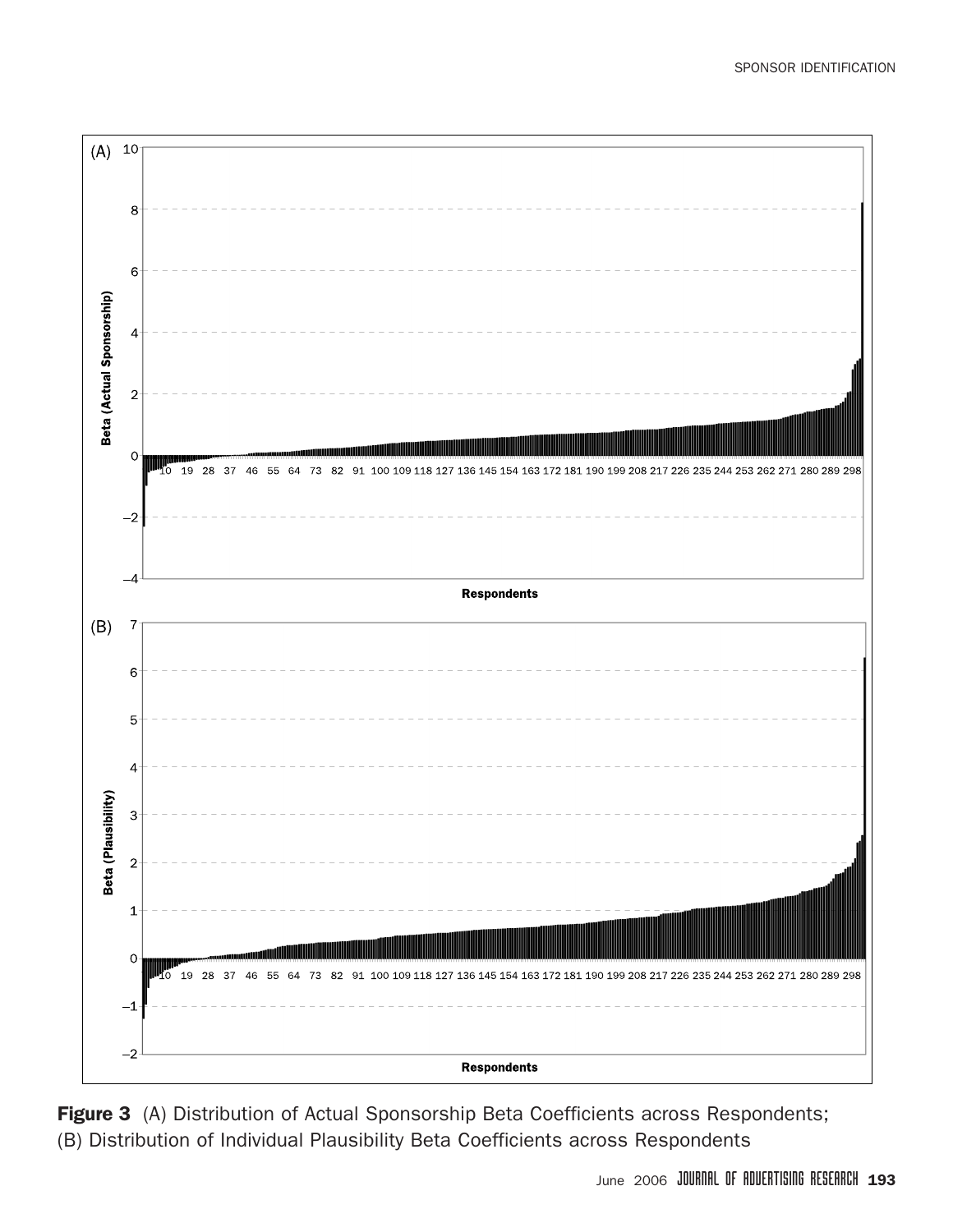**Figure 3** (A) Distribution of Actual Sponsorship Beta Coefficients across Respondents; (B) Distribution of Individual Plausibility Beta Coefficients across Respondents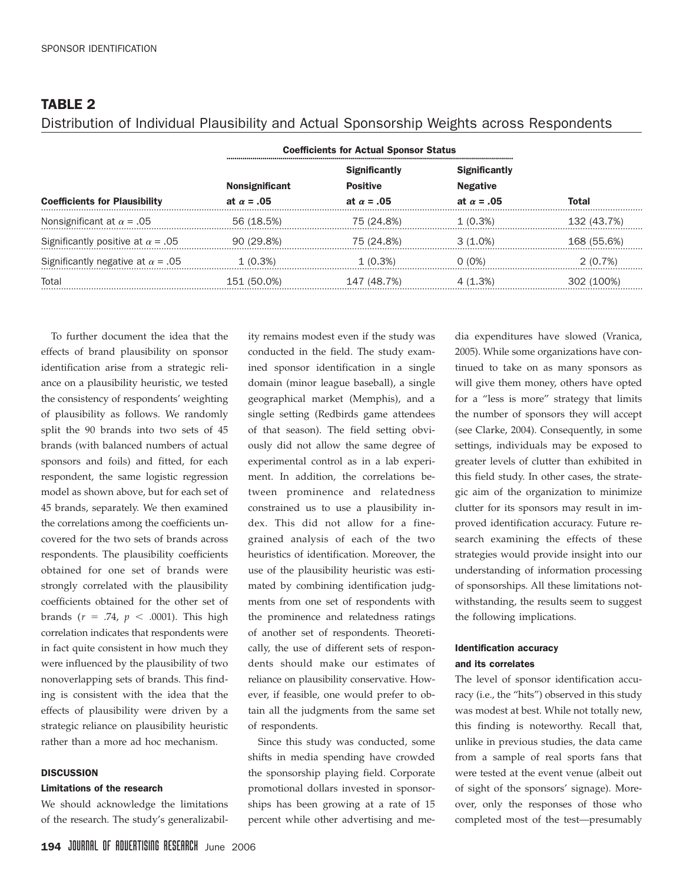## TABLE 2

Distribution of Individual Plausibility and Actual Sponsorship Weights across Respondents

| | Coefficients for Actual Sponsor Status | | | |
|---|---|---|---|---|
| **Coefficients for Plausibility** | **Nonsignificant at $\alpha$ = .05** | **Significantly Positive at $\alpha$ = .05** | **Significantly Negative at $\alpha$ = .05** | **Total** |
| Nonsignificant at $\alpha$ = .05 | 56 (18.5%) | 75 (24.8%) | 1 (0.3%) | 132 (43.7%) |
| Significantly positive at $\alpha$ = .05 | 90 (29.8%) | 75 (24.8%) | 3 (1.0%) | 168 (55.6%) |
| Significantly negative at $\alpha$ = .05 | 1 (0.3%) | 1 (0.3%) | 0 (0%) | 2 (0.7%) |
| Total | 151 (50.0%) | 147 (48.7%) | 4 (1.3%) | 302 (100%) |

To further document the idea that the effects of brand plausibility on sponsor identification arise from a strategic reliance on a plausibility heuristic, we tested the consistency of respondents' weighting of plausibility as follows. We randomly split the 90 brands into two sets of 45 brands (with balanced numbers of actual sponsors and foils) and fitted, for each respondent, the same logistic regression model as shown above, but for each set of 45 brands, separately. We then examined the correlations among the coefficients uncovered for the two sets of brands across respondents. The plausibility coefficients obtained for one set of brands were strongly correlated with the plausibility coefficients obtained for the other set of brands ($r$ = .74, $p$ < .0001). This high correlation indicates that respondents were in fact quite consistent in how much they were influenced by the plausibility of two nonoverlapping sets of brands. This finding is consistent with the idea that the effects of plausibility were driven by a strategic reliance on plausibility heuristic rather than a more ad hoc mechanism.

## DISCUSSION

### Limitations of the research

We should acknowledge the limitations of the research. The study's generalizability remains modest even if the study was conducted in the field. The study examined sponsor identification in a single domain (minor league baseball), a single geographical market (Memphis), and a single setting (Redbirds game attendees of that season). The field setting obviously did not allow the same degree of experimental control as in a lab experiment. In addition, the correlations between prominence and relatedness constrained us to use a plausibility index. This did not allow for a fine-grained analysis of each of the two heuristics of identification. Moreover, the use of the plausibility heuristic was estimated by combining identification judgments from one set of respondents with the prominence and relatedness ratings of another set of respondents. Theoretically, the use of different sets of respondents should make our estimates of reliance on plausibility conservative. However, if feasible, one would prefer to obtain all the judgments from the same set of respondents.

Since this study was conducted, some shifts in media spending have crowded the sponsorship playing field. Corporate promotional dollars invested in sponsorships has been growing at a rate of 15 percent while other advertising and media expenditures have slowed (Vranica, 2005). While some organizations have continued to take on as many sponsors as will give them money, others have opted for a "less is more" strategy that limits the number of sponsors they will accept (see Clarke, 2004). Consequently, in some settings, individuals may be exposed to greater levels of clutter than exhibited in this field study. In other cases, the strategic aim of the organization to minimize clutter for its sponsors may result in improved identification accuracy. Future research examining the effects of these strategies would provide insight into our understanding of information processing of sponsorships. All these limitations notwithstanding, the results seem to suggest the following implications.

### Identification accuracy and its correlates

The level of sponsor identification accuracy (i.e., the "hits") observed in this study was modest at best. While not totally new, this finding is noteworthy. Recall that, unlike in previous studies, the data came from a sample of real sports fans that were tested at the event venue (albeit out of sight of the sponsors' signage). Moreover, only the responses of those who completed most of the test—presumably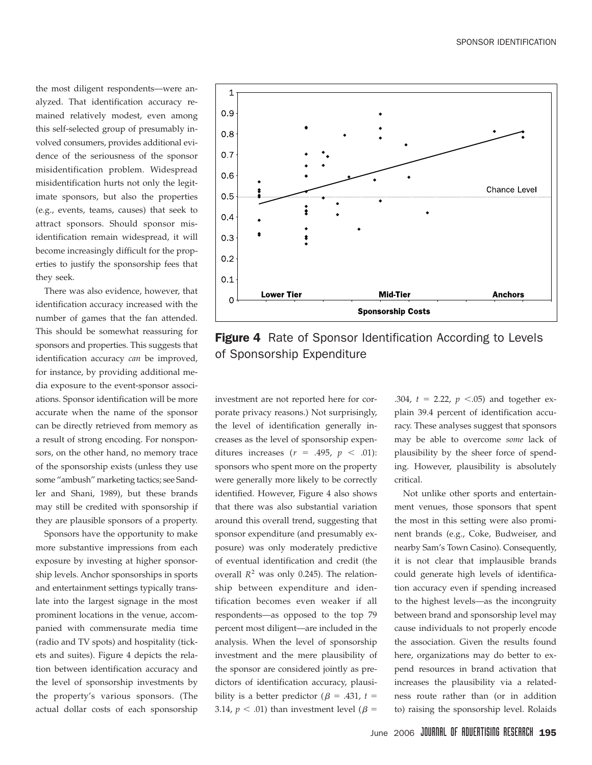the most diligent respondents—were analyzed. That identification accuracy remained relatively modest, even among this self-selected group of presumably involved consumers, provides additional evidence of the seriousness of the sponsor misidentification problem. Widespread misidentification hurts not only the legitimate sponsors, but also the properties (e.g., events, teams, causes) that seek to attract sponsors. Should sponsor misidentification remain widespread, it will become increasingly difficult for the properties to justify the sponsorship fees that they seek.

There was also evidence, however, that identification accuracy increased with the number of games that the fan attended. This should be somewhat reassuring for sponsors and properties. This suggests that identification accuracy *can* be improved, for instance, by providing additional media exposure to the event-sponsor associations. Sponsor identification will be more accurate when the name of the sponsor can be directly retrieved from memory as a result of strong encoding. For nonsponsors, on the other hand, no memory trace of the sponsorship exists (unless they use some "ambush" marketing tactics; see Sandler and Shani, 1989), but these brands may still be credited with sponsorship if they are plausible sponsors of a property.

Sponsors have the opportunity to make more substantive impressions from each exposure by investing at higher sponsorship levels. Anchor sponsorships in sports and entertainment settings typically translate into the largest signage in the most prominent locations in the venue, accompanied with commensurate media time (radio and TV spots) and hospitality (tickets and suites). Figure 4 depicts the relation between identification accuracy and the level of sponsorship investments by the property's various sponsors. (The actual dollar costs of each sponsorship investment are not reported here for corporate privacy reasons.) Not surprisingly, the level of identification generally increases as the level of sponsorship expenditures increases ($r = .495$, $p < .01$): sponsors who spent more on the property were generally more likely to be correctly identified. However, Figure 4 also shows that there was also substantial variation around this overall trend, suggesting that sponsor expenditure (and presumably exposure) was only moderately predictive of eventual identification and credit (the overall $R^2$ was only 0.245). The relationship between expenditure and identification becomes even weaker if all respondents—as opposed to the top 79 percent most diligent—are included in the analysis. When the level of sponsorship investment and the mere plausibility of the sponsor are considered jointly as predictors of identification accuracy, plausibility is a better predictor ($\beta = .431$, $t = 3.14$, $p < .01$) than investment level ($\beta = .304$, $t = 2.22$, $p < .05$) and together explain 39.4 percent of identification accuracy. These analyses suggest that sponsors may be able to overcome *some* lack of plausibility by the sheer force of spending. However, plausibility is absolutely critical.

**Figure 4** Rate of Sponsor Identification According to Levels of Sponsorship Expenditure

Not unlike other sports and entertainment venues, those sponsors that spent the most in this setting were also prominent brands (e.g., Coke, Budweiser, and nearby Sam's Town Casino). Consequently, it is not clear that implausible brands could generate high levels of identification accuracy even if spending increased to the highest levels—as the incongruity between brand and sponsorship level may cause individuals to not properly encode the association. Given the results found here, organizations may do better to expend resources in brand activation that increases the plausibility via a relatedness route rather than (or in addition to) raising the sponsorship level. Rolaids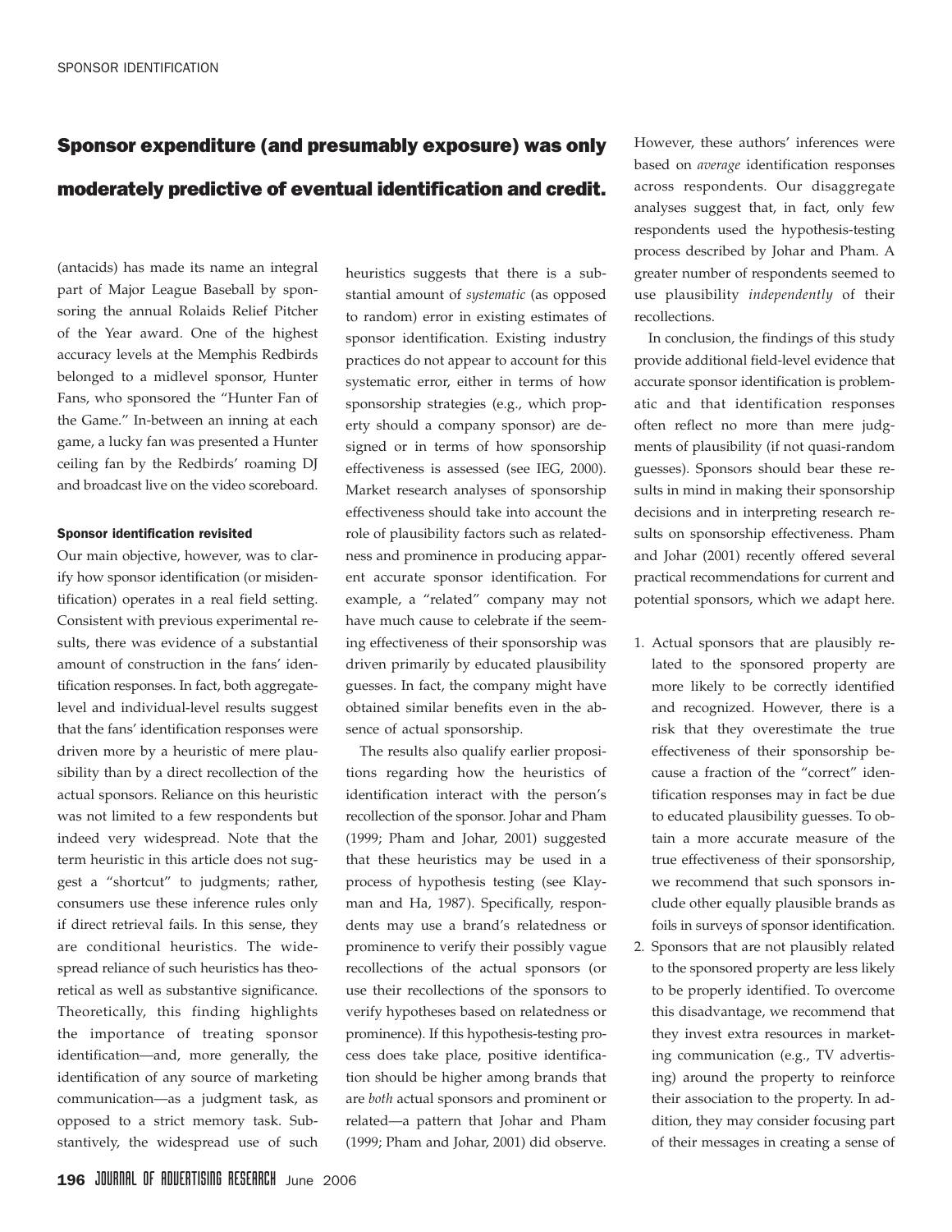**Sponsor expenditure (and presumably exposure) was only moderately predictive of eventual identification and credit.**

(antacids) has made its name an integral part of Major League Baseball by sponsoring the annual Rolaids Relief Pitcher of the Year award. One of the highest accuracy levels at the Memphis Redbirds belonged to a midlevel sponsor, Hunter Fans, who sponsored the "Hunter Fan of the Game." In-between an inning at each game, a lucky fan was presented a Hunter ceiling fan by the Redbirds' roaming DJ and broadcast live on the video scoreboard.

#### Sponsor identification revisited

Our main objective, however, was to clarify how sponsor identification (or misidentification) operates in a real field setting. Consistent with previous experimental results, there was evidence of a substantial amount of construction in the fans' identification responses. In fact, both aggregate-level and individual-level results suggest that the fans' identification responses were driven more by a heuristic of mere plausibility than by a direct recollection of the actual sponsors. Reliance on this heuristic was not limited to a few respondents but indeed very widespread. Note that the term heuristic in this article does not suggest a "shortcut" to judgments; rather, consumers use these inference rules only if direct retrieval fails. In this sense, they are conditional heuristics. The widespread reliance of such heuristics has theoretical as well as substantive significance. Theoretically, this finding highlights the importance of treating sponsor identification—and, more generally, the identification of any source of marketing communication—as a judgment task, as opposed to a strict memory task. Substantively, the widespread use of such heuristics suggests that there is a substantial amount of *systematic* (as opposed to random) error in existing estimates of sponsor identification. Existing industry practices do not appear to account for this systematic error, either in terms of how sponsorship strategies (e.g., which property should a company sponsor) are designed or in terms of how sponsorship effectiveness is assessed (see IEG, 2000). Market research analyses of sponsorship effectiveness should take into account the role of plausibility factors such as relatedness and prominence in producing apparent accurate sponsor identification. For example, a "related" company may not have much cause to celebrate if the seeming effectiveness of their sponsorship was driven primarily by educated plausibility guesses. In fact, the company might have obtained similar benefits even in the absence of actual sponsorship.

The results also qualify earlier propositions regarding how the heuristics of identification interact with the person's recollection of the sponsor. Johar and Pham (1999; Pham and Johar, 2001) suggested that these heuristics may be used in a process of hypothesis testing (see Klayman and Ha, 1987). Specifically, respondents may use a brand's relatedness or prominence to verify their possibly vague recollections of the actual sponsors (or use their recollections of the sponsors to verify hypotheses based on relatedness or prominence). If this hypothesis-testing process does take place, positive identification should be higher among brands that are *both* actual sponsors and prominent or related—a pattern that Johar and Pham (1999; Pham and Johar, 2001) did observe. However, these authors' inferences were based on *average* identification responses across respondents. Our disaggregate analyses suggest that, in fact, only few respondents used the hypothesis-testing process described by Johar and Pham. A greater number of respondents seemed to use plausibility *independently* of their recollections.

In conclusion, the findings of this study provide additional field-level evidence that accurate sponsor identification is problematic and that identification responses often reflect no more than mere judgments of plausibility (if not quasi-random guesses). Sponsors should bear these results in mind in making their sponsorship decisions and in interpreting research results on sponsorship effectiveness. Pham and Johar (2001) recently offered several practical recommendations for current and potential sponsors, which we adapt here.

1. Actual sponsors that are plausibly related to the sponsored property are more likely to be correctly identified and recognized. However, there is a risk that they overestimate the true effectiveness of their sponsorship because a fraction of the "correct" identification responses may in fact be due to educated plausibility guesses. To obtain a more accurate measure of the true effectiveness of their sponsorship, we recommend that such sponsors include other equally plausible brands as foils in surveys of sponsor identification.
2. Sponsors that are not plausibly related to the sponsored property are less likely to be properly identified. To overcome this disadvantage, we recommend that they invest extra resources in marketing communication (e.g., TV advertising) around the property to reinforce their association to the property. In addition, they may consider focusing part of their messages in creating a sense of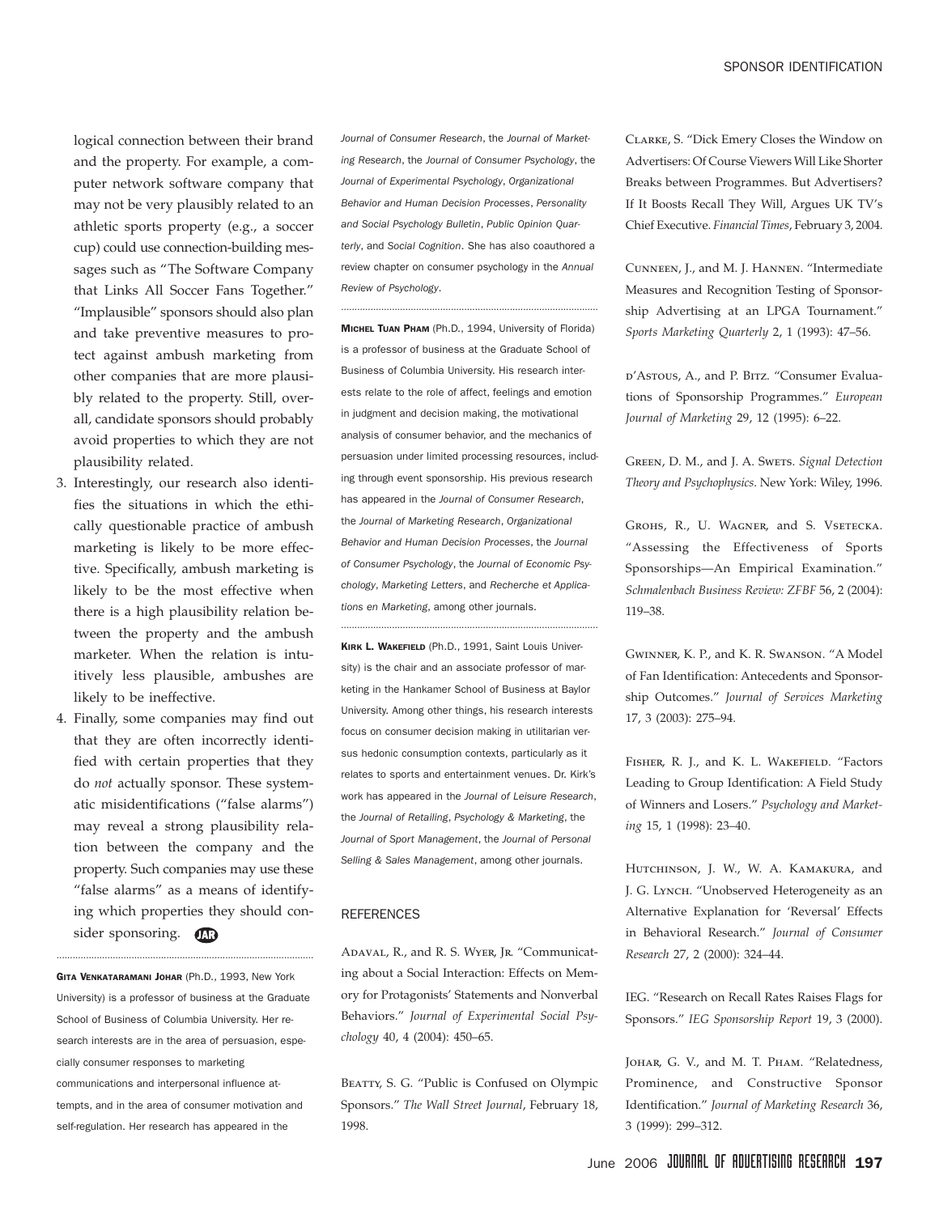logical connection between their brand and the property. For example, a computer network software company that may not be very plausibly related to an athletic sports property (e.g., a soccer cup) could use connection-building messages such as "The Software Company that Links All Soccer Fans Together." "Implausible" sponsors should also plan and take preventive measures to protect against ambush marketing from other companies that are more plausibly related to the property. Still, overall, candidate sponsors should probably avoid properties to which they are not plausibility related.

3. Interestingly, our research also identifies the situations in which the ethically questionable practice of ambush marketing is likely to be more effective. Specifically, ambush marketing is likely to be the most effective when there is a high plausibility relation between the property and the ambush marketer. When the relation is intuitively less plausible, ambushes are likely to be ineffective.
4. Finally, some companies may find out that they are often incorrectly identified with certain properties that they do *not* actually sponsor. These systematic misidentifications ("false alarms") may reveal a strong plausibility relation between the company and the property. Such companies may use these "false alarms" as a means of identifying which properties they should consider sponsoring.

---

**Gita Venkataramani Johar** (Ph.D., 1993, New York University) is a professor of business at the Graduate School of Business of Columbia University. Her research interests are in the area of persuasion, especially consumer responses to marketing communications and interpersonal influence attempts, and in the area of consumer motivation and self-regulation. Her research has appeared in the *Journal of Consumer Research*, the *Journal of Marketing Research*, the *Journal of Consumer Psychology*, the *Journal of Experimental Psychology*, *Organizational Behavior and Human Decision Processes*, *Personality and Social Psychology Bulletin*, *Public Opinion Quarterly*, and *Social Cognition*. She has also coauthored a review chapter on consumer psychology in the *Annual Review of Psychology*.

---

**Michel Tuan Pham** (Ph.D., 1994, University of Florida) is a professor of business at the Graduate School of Business of Columbia University. His research interests relate to the role of affect, feelings and emotion in judgment and decision making, the motivational analysis of consumer behavior, and the mechanics of persuasion under limited processing resources, including through event sponsorship. His previous research has appeared in the *Journal of Consumer Research*, the *Journal of Marketing Research*, *Organizational Behavior and Human Decision Processes*, the *Journal of Consumer Psychology*, the *Journal of Economic Psychology*, *Marketing Letters*, and *Recherche et Applications en Marketing*, among other journals.

---

**Kirk L. Wakefield** (Ph.D., 1991, Saint Louis University) is the chair and an associate professor of marketing in the Hankamer School of Business at Baylor University. Among other things, his research interests focus on consumer decision making in utilitarian versus hedonic consumption contexts, particularly as it relates to sports and entertainment venues. Dr. Kirk's work has appeared in the *Journal of Leisure Research*, the *Journal of Retailing*, *Psychology & Marketing*, the *Journal of Sport Management*, the *Journal of Personal Selling & Sales Management*, among other journals.

## REFERENCES

Adaval, R., and R. S. Wyer, Jr. "Communicating about a Social Interaction: Effects on Memory for Protagonists' Statements and Nonverbal Behaviors." *Journal of Experimental Social Psychology* 40, 4 (2004): 450–65.

Beatty, S. G. "Public is Confused on Olympic Sponsors." *The Wall Street Journal*, February 18, 1998.

Clarke, S. "Dick Emery Closes the Window on Advertisers: Of Course Viewers Will Like Shorter Breaks between Programmes. But Advertisers? If It Boosts Recall They Will, Argues UK TV's Chief Executive. *Financial Times*, February 3, 2004.

Cunneen, J., and M. J. Hannen. "Intermediate Measures and Recognition Testing of Sponsorship Advertising at an LPGA Tournament." *Sports Marketing Quarterly* 2, 1 (1993): 47–56.

d'Astous, A., and P. Bitz. "Consumer Evaluations of Sponsorship Programmes." *European Journal of Marketing* 29, 12 (1995): 6–22.

Green, D. M., and J. A. Swets. *Signal Detection Theory and Psychophysics*. New York: Wiley, 1996.

Grohs, R., U. Wagner, and S. Vsetecka. "Assessing the Effectiveness of Sports Sponsorships—An Empirical Examination." *Schmalenbach Business Review: ZFBF* 56, 2 (2004): 119–38.

Gwinner, K. P., and K. R. Swanson. "A Model of Fan Identification: Antecedents and Sponsorship Outcomes." *Journal of Services Marketing* 17, 3 (2003): 275–94.

Fisher, R. J., and K. L. Wakefield. "Factors Leading to Group Identification: A Field Study of Winners and Losers." *Psychology and Marketing* 15, 1 (1998): 23–40.

Hutchinson, J. W., W. A. Kamakura, and J. G. Lynch. "Unobserved Heterogeneity as an Alternative Explanation for 'Reversal' Effects in Behavioral Research." *Journal of Consumer Research* 27, 2 (2000): 324–44.

IEG. "Research on Recall Rates Raises Flags for Sponsors." *IEG Sponsorship Report* 19, 3 (2000).

Johar, G. V., and M. T. Pham. "Relatedness, Prominence, and Constructive Sponsor Identification." *Journal of Marketing Research* 36, 3 (1999): 299–312.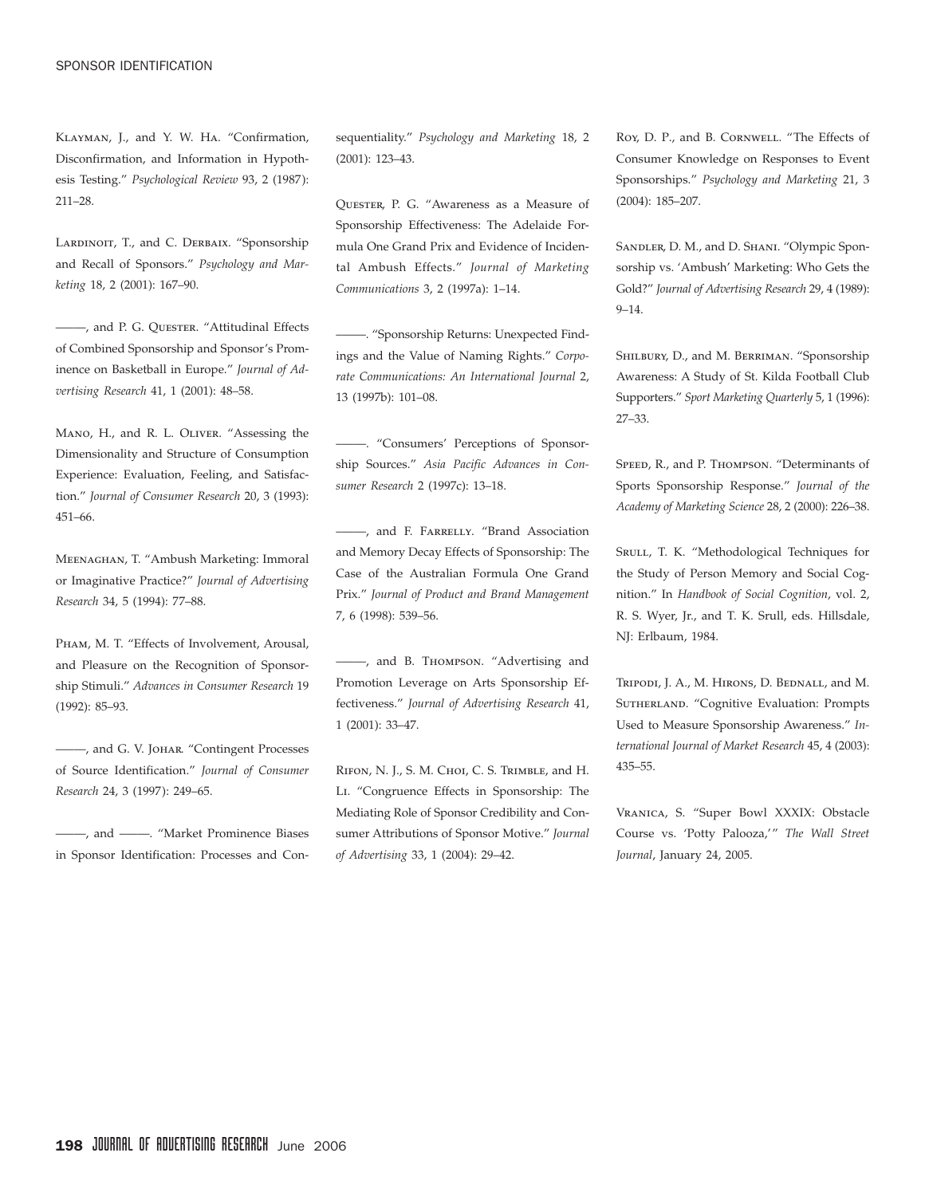Klayman, J., and Y. W. Ha. "Confirmation, Disconfirmation, and Information in Hypothesis Testing." *Psychological Review* 93, 2 (1987): 211–28.

Lardinoit, T., and C. Derbaix. "Sponsorship and Recall of Sponsors." *Psychology and Marketing* 18, 2 (2001): 167–90.

———, and P. G. Quester. "Attitudinal Effects of Combined Sponsorship and Sponsor's Prominence on Basketball in Europe." *Journal of Advertising Research* 41, 1 (2001): 48–58.

Mano, H., and R. L. Oliver. "Assessing the Dimensionality and Structure of Consumption Experience: Evaluation, Feeling, and Satisfaction." *Journal of Consumer Research* 20, 3 (1993): 451–66.

Meenaghan, T. "Ambush Marketing: Immoral or Imaginative Practice?" *Journal of Advertising Research* 34, 5 (1994): 77–88.

Pham, M. T. "Effects of Involvement, Arousal, and Pleasure on the Recognition of Sponsorship Stimuli." *Advances in Consumer Research* 19 (1992): 85–93.

———, and G. V. Johar. "Contingent Processes of Source Identification." *Journal of Consumer Research* 24, 3 (1997): 249–65.

———, and ———. "Market Prominence Biases in Sponsor Identification: Processes and Consequentiality." *Psychology and Marketing* 18, 2 (2001): 123–43.

Quester, P. G. "Awareness as a Measure of Sponsorship Effectiveness: The Adelaide Formula One Grand Prix and Evidence of Incidental Ambush Effects." *Journal of Marketing Communications* 3, 2 (1997a): 1–14.

———. "Sponsorship Returns: Unexpected Findings and the Value of Naming Rights." *Corporate Communications: An International Journal* 2, 13 (1997b): 101–08.

———. "Consumers' Perceptions of Sponsorship Sources." *Asia Pacific Advances in Consumer Research* 2 (1997c): 13–18.

———, and F. Farrelly. "Brand Association and Memory Decay Effects of Sponsorship: The Case of the Australian Formula One Grand Prix." *Journal of Product and Brand Management* 7, 6 (1998): 539–56.

———, and B. Thompson. "Advertising and Promotion Leverage on Arts Sponsorship Effectiveness." *Journal of Advertising Research* 41, 1 (2001): 33–47.

Rifon, N. J., S. M. Choi, C. S. Trimble, and H. Li. "Congruence Effects in Sponsorship: The Mediating Role of Sponsor Credibility and Consumer Attributions of Sponsor Motive." *Journal of Advertising* 33, 1 (2004): 29–42.

Roy, D. P., and B. Cornwell. "The Effects of Consumer Knowledge on Responses to Event Sponsorships." *Psychology and Marketing* 21, 3 (2004): 185–207.

Sandler, D. M., and D. Shani. "Olympic Sponsorship vs. 'Ambush' Marketing: Who Gets the Gold?" *Journal of Advertising Research* 29, 4 (1989): 9–14.

Shilbury, D., and M. Berriman. "Sponsorship Awareness: A Study of St. Kilda Football Club Supporters." *Sport Marketing Quarterly* 5, 1 (1996): 27–33.

Speed, R., and P. Thompson. "Determinants of Sports Sponsorship Response." *Journal of the Academy of Marketing Science* 28, 2 (2000): 226–38.

Srull, T. K. "Methodological Techniques for the Study of Person Memory and Social Cognition." In *Handbook of Social Cognition*, vol. 2, R. S. Wyer, Jr., and T. K. Srull, eds. Hillsdale, NJ: Erlbaum, 1984.

Tripodi, J. A., M. Hirons, D. Bednall, and M. Sutherland. "Cognitive Evaluation: Prompts Used to Measure Sponsorship Awareness." *International Journal of Market Research* 45, 4 (2003): 435–55.

Vranica, S. "Super Bowl XXXIX: Obstacle Course vs. 'Potty Palooza,'" *The Wall Street Journal*, January 24, 2005.